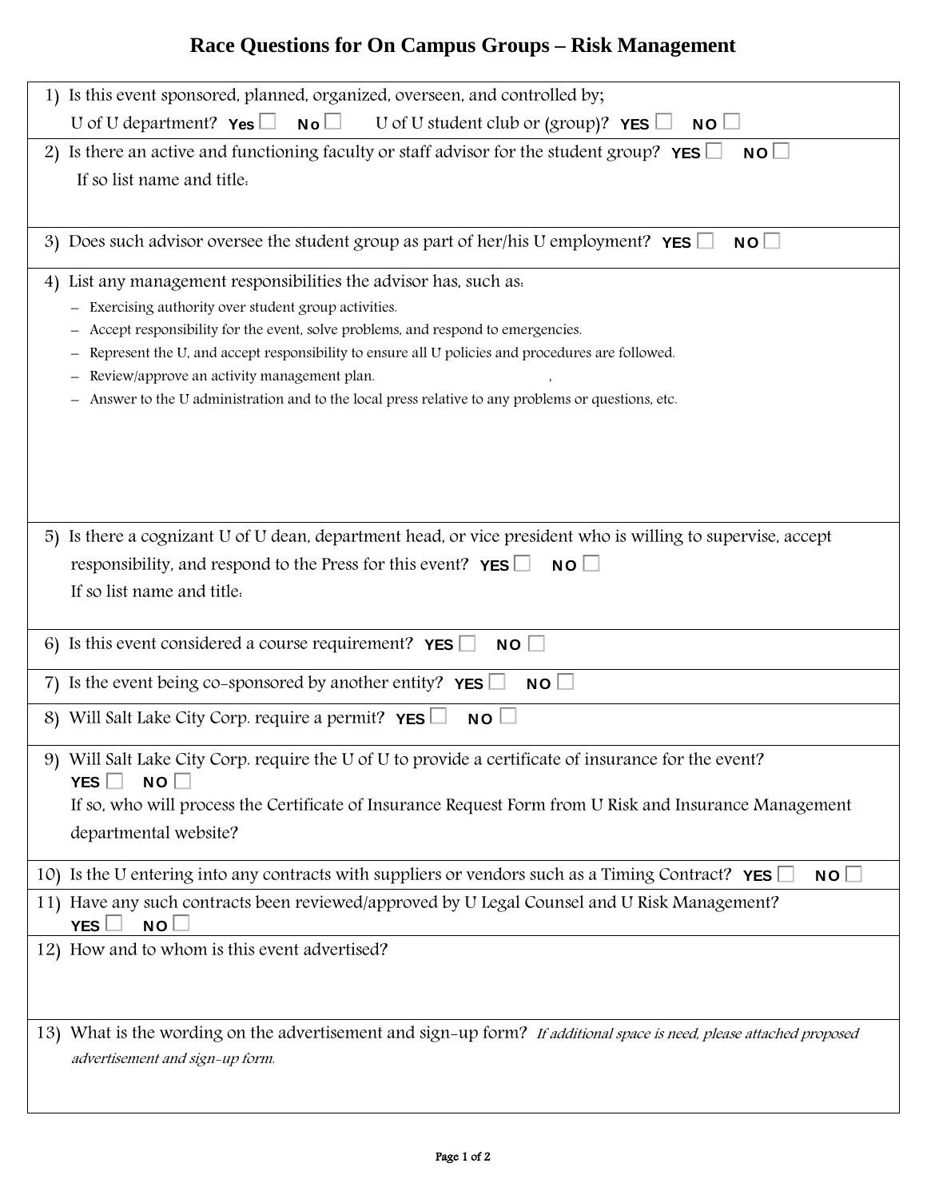# Race Questions for On Campus Groups – Risk Management

1) Is this event sponsored, planned, organized, overseen, and controlled by;
   U of U department? **Yes** ☐ **No** ☐ U of U student club or (group)? **YES** ☐ **NO** ☐

2) Is there an active and functioning faculty or staff advisor for the student group? **YES** ☐ **NO** ☐
   If so list name and title:

3) Does such advisor oversee the student group as part of her/his U employment? **YES** ☐ **NO** ☐

4) List any management responsibilities the advisor has, such as:
   - Exercising authority over student group activities.
   - Accept responsibility for the event, solve problems, and respond to emergencies.
   - Represent the U, and accept responsibility to ensure all U policies and procedures are followed.
   - Review/approve an activity management plan.
   - Answer to the U administration and to the local press relative to any problems or questions, etc.

5) Is there a cognizant U of U dean, department head, or vice president who is willing to supervise, accept responsibility, and respond to the Press for this event? **YES** ☐ **NO** ☐
   If so list name and title:

6) Is this event considered a course requirement? **YES** ☐ **NO** ☐

7) Is the event being co-sponsored by another entity? **YES** ☐ **NO** ☐

8) Will Salt Lake City Corp. require a permit? **YES** ☐ **NO** ☐

9) Will Salt Lake City Corp. require the U of U to provide a certificate of insurance for the event?
   **YES** ☐ **NO** ☐
   If so, who will process the Certificate of Insurance Request Form from U Risk and Insurance Management departmental website?

10) Is the U entering into any contracts with suppliers or vendors such as a Timing Contract? **YES** ☐ **NO** ☐

11) Have any such contracts been reviewed/approved by U Legal Counsel and U Risk Management?
    **YES** ☐ **NO** ☐

12) How and to whom is this event advertised?

13) What is the wording on the advertisement and sign-up form? *If additional space is need, please attached proposed advertisement and sign-up form.*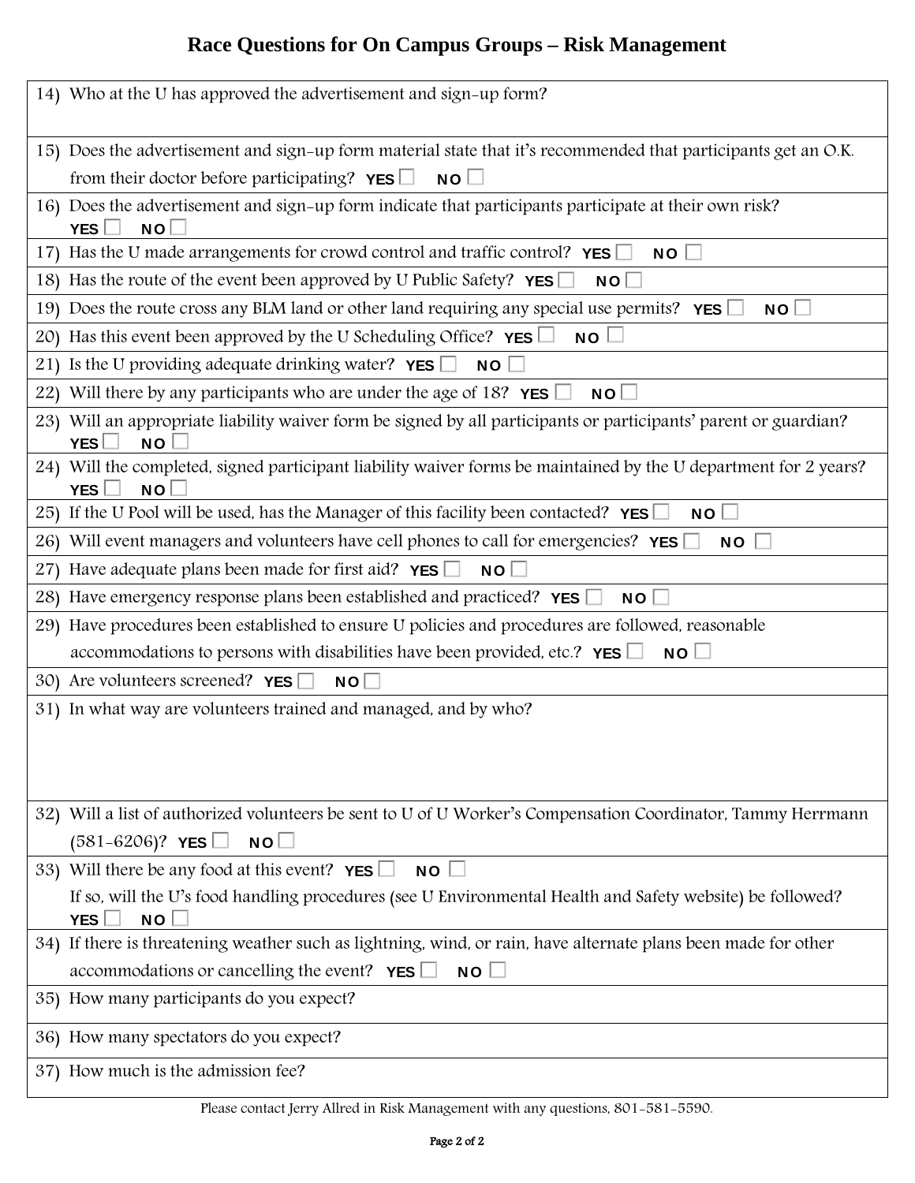# Race Questions for On Campus Groups – Risk Management

14) Who at the U has approved the advertisement and sign-up form?

15) Does the advertisement and sign-up form material state that it's recommended that participants get an O.K. from their doctor before participating? YES ☐ NO ☐

16) Does the advertisement and sign-up form indicate that participants participate at their own risk? YES ☐ NO ☐

17) Has the U made arrangements for crowd control and traffic control? YES ☐ NO ☐

18) Has the route of the event been approved by U Public Safety? YES ☐ NO ☐

19) Does the route cross any BLM land or other land requiring any special use permits? YES ☐ NO ☐

20) Has this event been approved by the U Scheduling Office? YES ☐ NO ☐

21) Is the U providing adequate drinking water? YES ☐ NO ☐

22) Will there by any participants who are under the age of 18? YES ☐ NO ☐

23) Will an appropriate liability waiver form be signed by all participants or participants' parent or guardian? YES ☐ NO ☐

24) Will the completed, signed participant liability waiver forms be maintained by the U department for 2 years? YES ☐ NO ☐

25) If the U Pool will be used, has the Manager of this facility been contacted? YES ☐ NO ☐

26) Will event managers and volunteers have cell phones to call for emergencies? YES ☐ NO ☐

27) Have adequate plans been made for first aid? YES ☐ NO ☐

28) Have emergency response plans been established and practiced? YES ☐ NO ☐

29) Have procedures been established to ensure U policies and procedures are followed, reasonable accommodations to persons with disabilities have been provided, etc.? YES ☐ NO ☐

30) Are volunteers screened? YES ☐ NO ☐

31) In what way are volunteers trained and managed, and by who?

32) Will a list of authorized volunteers be sent to U of U Worker's Compensation Coordinator, Tammy Herrmann (581-6206)? YES ☐ NO ☐

33) Will there be any food at this event? YES ☐ NO ☐
If so, will the U's food handling procedures (see U Environmental Health and Safety website) be followed? YES ☐ NO ☐

34) If there is threatening weather such as lightning, wind, or rain, have alternate plans been made for other accommodations or cancelling the event? YES ☐ NO ☐

35) How many participants do you expect?

36) How many spectators do you expect?

37) How much is the admission fee?

Please contact Jerry Allred in Risk Management with any questions, 801-581-5590.